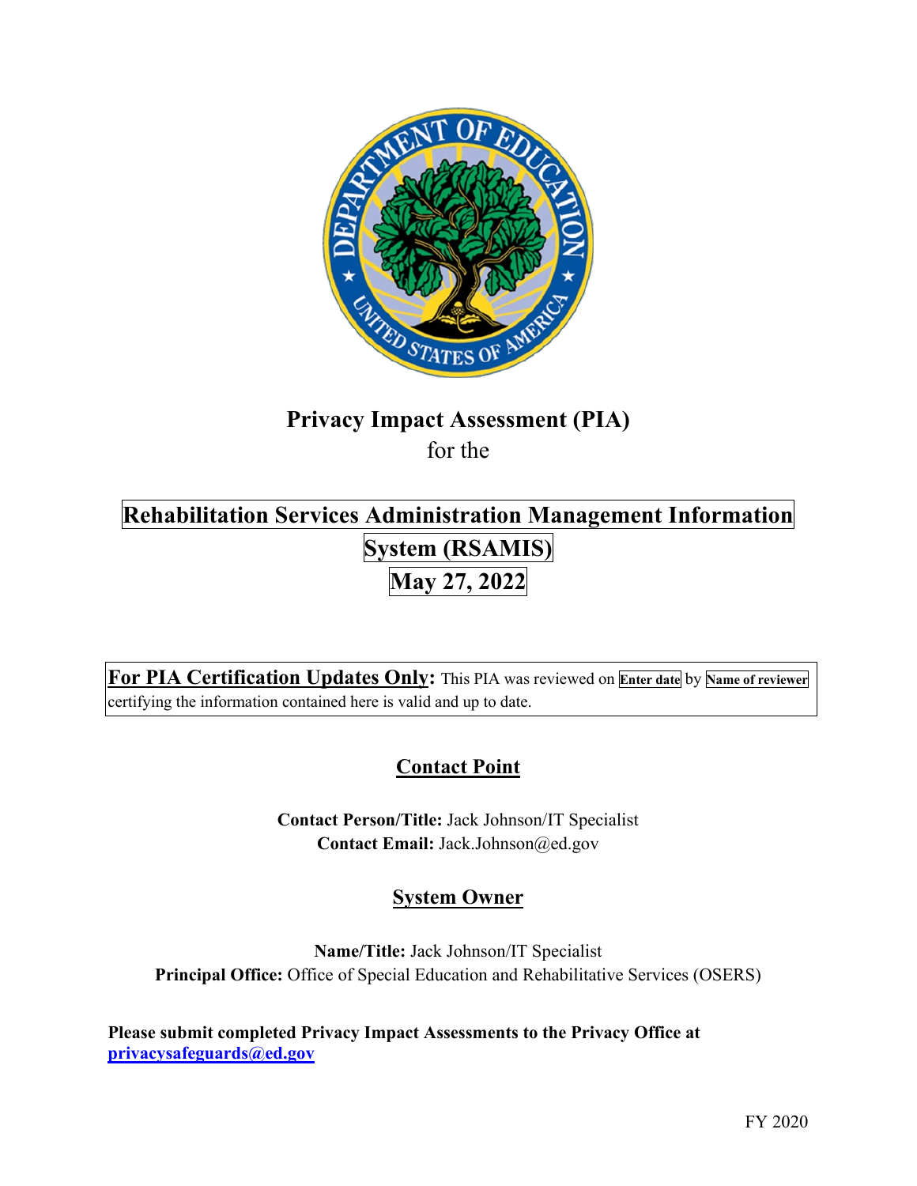# Privacy Impact Assessment (PIA)

for the

## Rehabilitation Services Administration Management Information System (RSAMIS)

## May 27, 2022

**For PIA Certification Updates Only:** This PIA was reviewed on **Enter date** by **Name of reviewer** certifying the information contained here is valid and up to date.

## Contact Point

**Contact Person/Title:** Jack Johnson/IT Specialist

**Contact Email:** Jack.Johnson@ed.gov

## System Owner

**Name/Title:** Jack Johnson/IT Specialist

**Principal Office:** Office of Special Education and Rehabilitative Services (OSERS)

**Please submit completed Privacy Impact Assessments to the Privacy Office at privacysafeguards@ed.gov**

FY 2020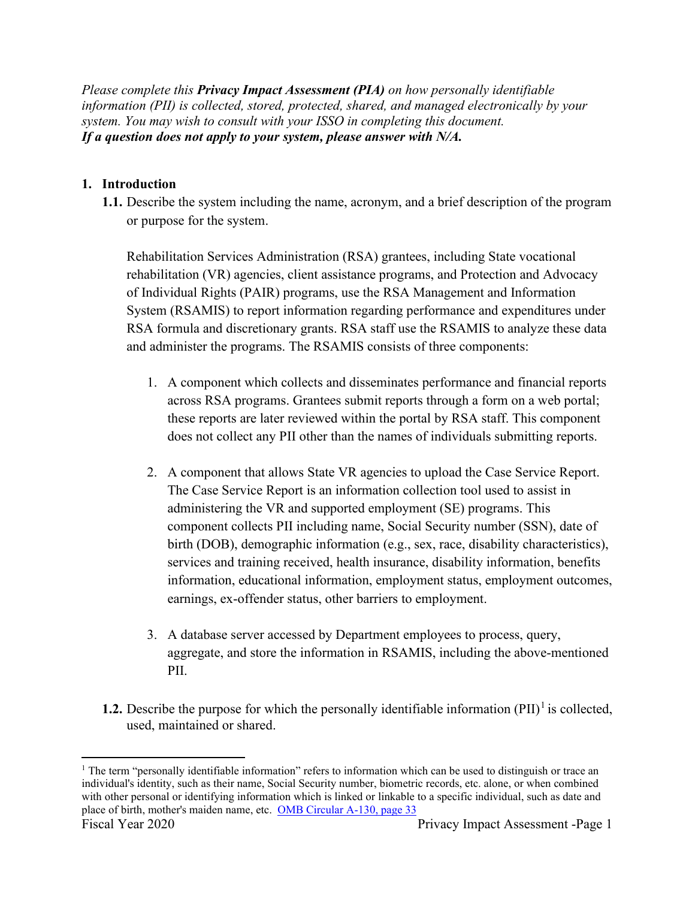*Please complete this **Privacy Impact Assessment (PIA)** on how personally identifiable information (PII) is collected, stored, protected, shared, and managed electronically by your system. You may wish to consult with your ISSO in completing this document.*
***If a question does not apply to your system, please answer with N/A.***

**1. Introduction**

**1.1.** Describe the system including the name, acronym, and a brief description of the program or purpose for the system.

Rehabilitation Services Administration (RSA) grantees, including State vocational rehabilitation (VR) agencies, client assistance programs, and Protection and Advocacy of Individual Rights (PAIR) programs, use the RSA Management and Information System (RSAMIS) to report information regarding performance and expenditures under RSA formula and discretionary grants. RSA staff use the RSAMIS to analyze these data and administer the programs. The RSAMIS consists of three components:

1. A component which collects and disseminates performance and financial reports across RSA programs. Grantees submit reports through a form on a web portal; these reports are later reviewed within the portal by RSA staff. This component does not collect any PII other than the names of individuals submitting reports.

2. A component that allows State VR agencies to upload the Case Service Report. The Case Service Report is an information collection tool used to assist in administering the VR and supported employment (SE) programs. This component collects PII including name, Social Security number (SSN), date of birth (DOB), demographic information (e.g., sex, race, disability characteristics), services and training received, health insurance, disability information, benefits information, educational information, employment status, employment outcomes, earnings, ex-offender status, other barriers to employment.

3. A database server accessed by Department employees to process, query, aggregate, and store the information in RSAMIS, including the above-mentioned PII.

**1.2.** Describe the purpose for which the personally identifiable information (PII)[1] is collected, used, maintained or shared.

[1] The term "personally identifiable information" refers to information which can be used to distinguish or trace an individual's identity, such as their name, Social Security number, biometric records, etc. alone, or when combined with other personal or identifying information which is linked or linkable to a specific individual, such as date and place of birth, mother's maiden name, etc. OMB Circular A-130, page 33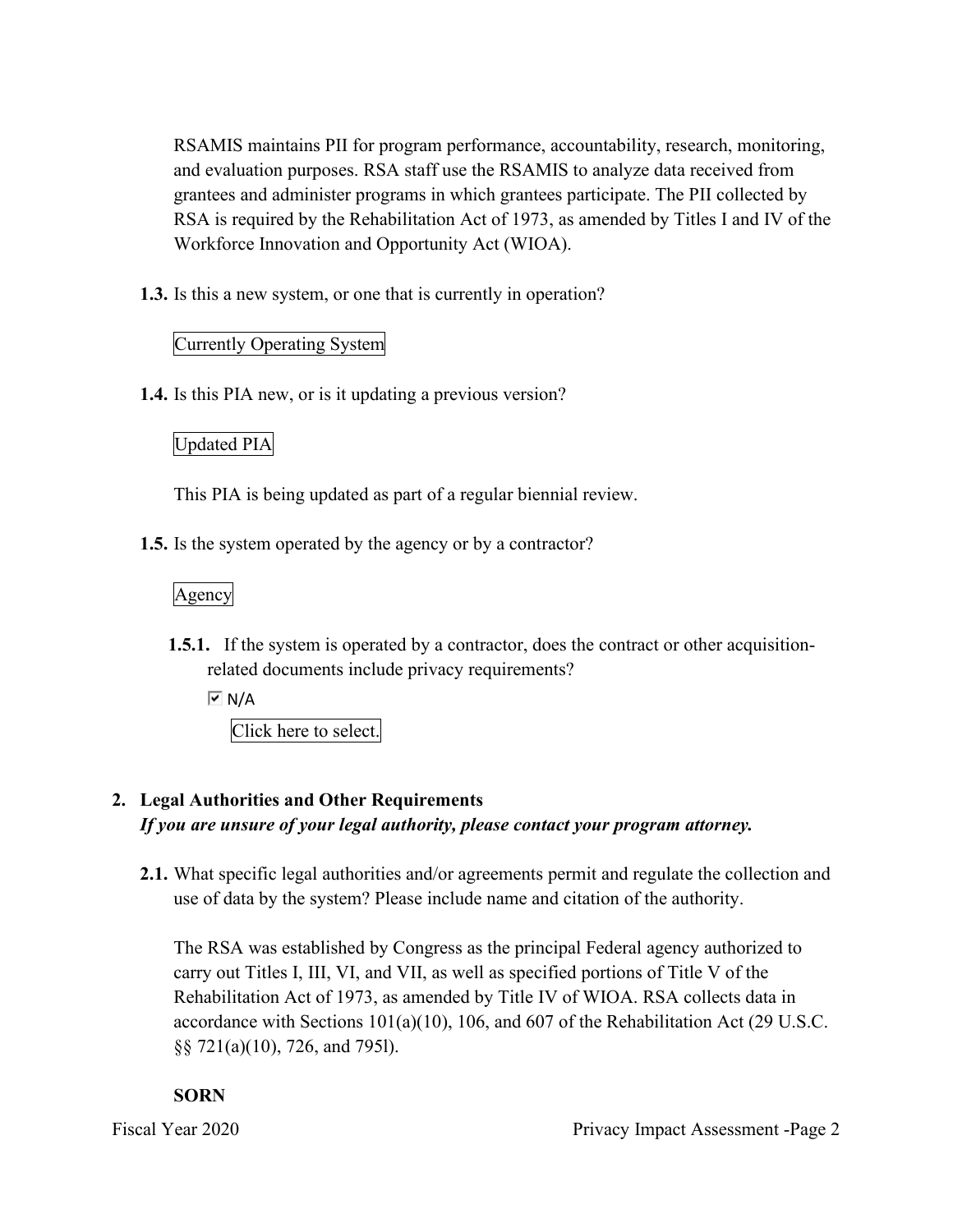RSAMIS maintains PII for program performance, accountability, research, monitoring, and evaluation purposes. RSA staff use the RSAMIS to analyze data received from grantees and administer programs in which grantees participate. The PII collected by RSA is required by the Rehabilitation Act of 1973, as amended by Titles I and IV of the Workforce Innovation and Opportunity Act (WIOA).

**1.3.** Is this a new system, or one that is currently in operation?

Currently Operating System

**1.4.** Is this PIA new, or is it updating a previous version?

Updated PIA

This PIA is being updated as part of a regular biennial review.

**1.5.** Is the system operated by the agency or by a contractor?

Agency

**1.5.1.** If the system is operated by a contractor, does the contract or other acquisition-related documents include privacy requirements?

☑ N/A

Click here to select.

## 2. Legal Authorities and Other Requirements

***If you are unsure of your legal authority, please contact your program attorney.***

**2.1.** What specific legal authorities and/or agreements permit and regulate the collection and use of data by the system? Please include name and citation of the authority.

The RSA was established by Congress as the principal Federal agency authorized to carry out Titles I, III, VI, and VII, as well as specified portions of Title V of the Rehabilitation Act of 1973, as amended by Title IV of WIOA. RSA collects data in accordance with Sections 101(a)(10), 106, and 607 of the Rehabilitation Act (29 U.S.C. §§ 721(a)(10), 726, and 795l).

**SORN**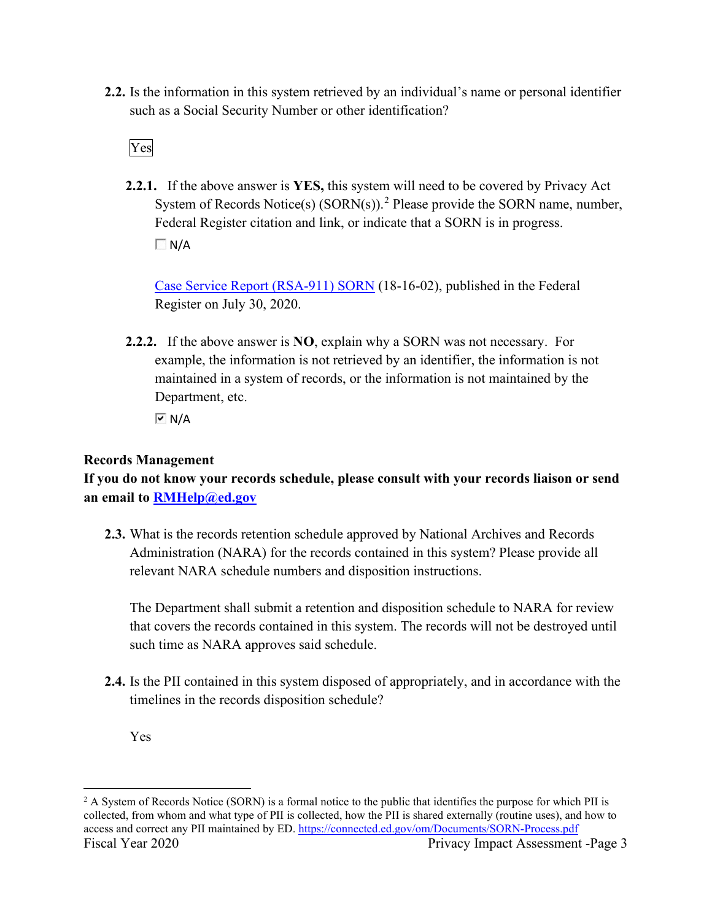**2.2.** Is the information in this system retrieved by an individual's name or personal identifier such as a Social Security Number or other identification?

Yes

**2.2.1.** If the above answer is **YES,** this system will need to be covered by Privacy Act System of Records Notice(s) (SORN(s)).[2] Please provide the SORN name, number, Federal Register citation and link, or indicate that a SORN is in progress.

☐ N/A

Case Service Report (RSA-911) SORN (18-16-02), published in the Federal Register on July 30, 2020.

**2.2.2.** If the above answer is **NO**, explain why a SORN was not necessary. For example, the information is not retrieved by an identifier, the information is not maintained in a system of records, or the information is not maintained by the Department, etc.

☑ N/A

**Records Management**

**If you do not know your records schedule, please consult with your records liaison or send an email to RMHelp@ed.gov**

**2.3.** What is the records retention schedule approved by National Archives and Records Administration (NARA) for the records contained in this system? Please provide all relevant NARA schedule numbers and disposition instructions.

The Department shall submit a retention and disposition schedule to NARA for review that covers the records contained in this system. The records will not be destroyed until such time as NARA approves said schedule.

**2.4.** Is the PII contained in this system disposed of appropriately, and in accordance with the timelines in the records disposition schedule?

Yes

[2] A System of Records Notice (SORN) is a formal notice to the public that identifies the purpose for which PII is collected, from whom and what type of PII is collected, how the PII is shared externally (routine uses), and how to access and correct any PII maintained by ED. https://connected.ed.gov/om/Documents/SORN-Process.pdf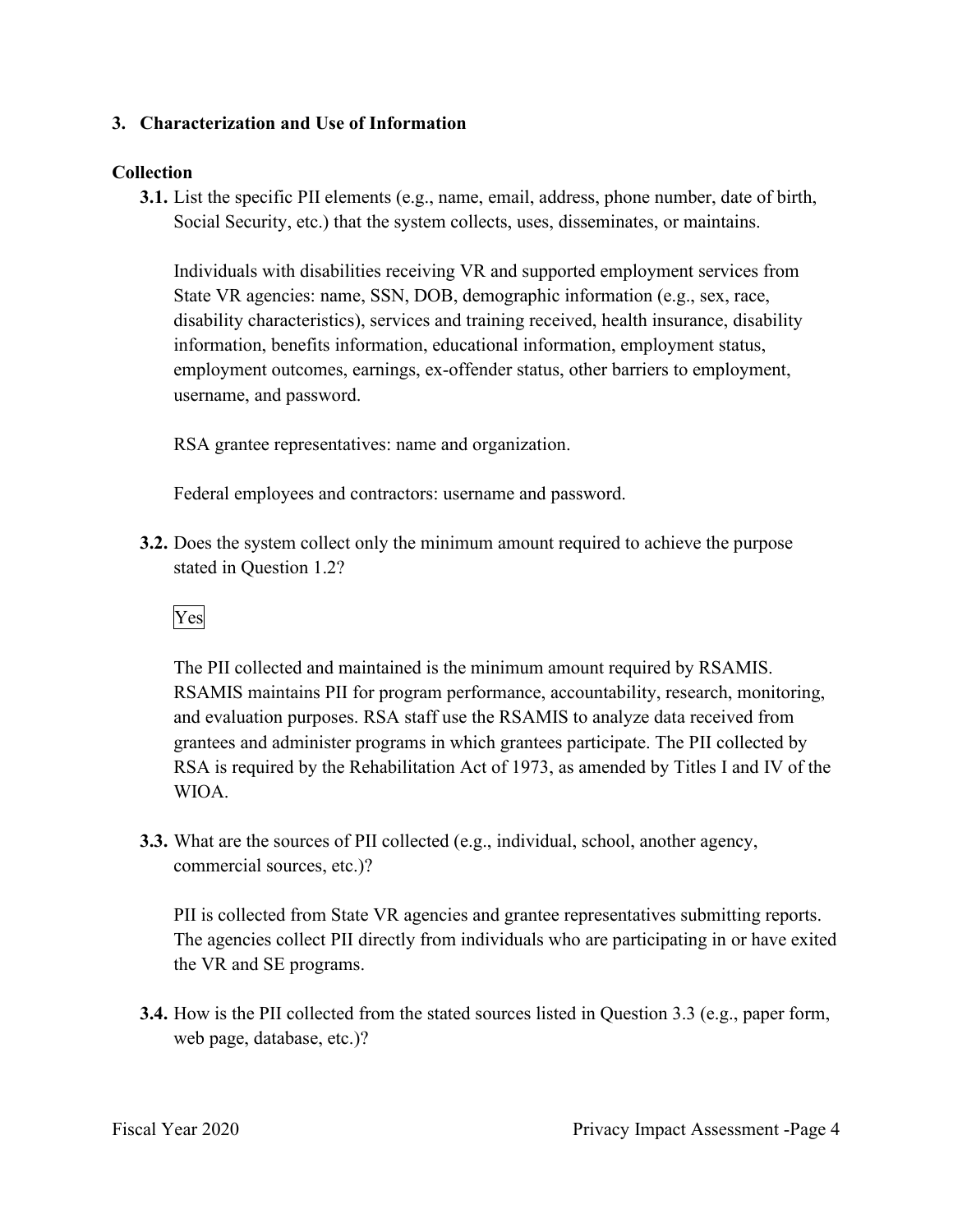## 3. Characterization and Use of Information

### Collection

**3.1.** List the specific PII elements (e.g., name, email, address, phone number, date of birth, Social Security, etc.) that the system collects, uses, disseminates, or maintains.

Individuals with disabilities receiving VR and supported employment services from State VR agencies: name, SSN, DOB, demographic information (e.g., sex, race, disability characteristics), services and training received, health insurance, disability information, benefits information, educational information, employment status, employment outcomes, earnings, ex-offender status, other barriers to employment, username, and password.

RSA grantee representatives: name and organization.

Federal employees and contractors: username and password.

**3.2.** Does the system collect only the minimum amount required to achieve the purpose stated in Question 1.2?

Yes

The PII collected and maintained is the minimum amount required by RSAMIS. RSAMIS maintains PII for program performance, accountability, research, monitoring, and evaluation purposes. RSA staff use the RSAMIS to analyze data received from grantees and administer programs in which grantees participate. The PII collected by RSA is required by the Rehabilitation Act of 1973, as amended by Titles I and IV of the WIOA.

**3.3.** What are the sources of PII collected (e.g., individual, school, another agency, commercial sources, etc.)?

PII is collected from State VR agencies and grantee representatives submitting reports. The agencies collect PII directly from individuals who are participating in or have exited the VR and SE programs.

**3.4.** How is the PII collected from the stated sources listed in Question 3.3 (e.g., paper form, web page, database, etc.)?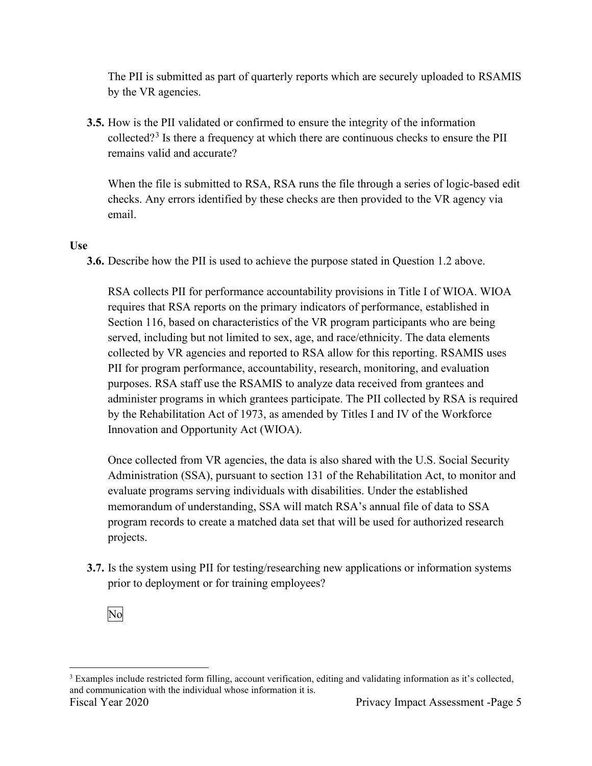The PII is submitted as part of quarterly reports which are securely uploaded to RSAMIS by the VR agencies.

**3.5.** How is the PII validated or confirmed to ensure the integrity of the information collected?[3] Is there a frequency at which there are continuous checks to ensure the PII remains valid and accurate?

When the file is submitted to RSA, RSA runs the file through a series of logic-based edit checks. Any errors identified by these checks are then provided to the VR agency via email.

**Use**

**3.6.** Describe how the PII is used to achieve the purpose stated in Question 1.2 above.

RSA collects PII for performance accountability provisions in Title I of WIOA. WIOA requires that RSA reports on the primary indicators of performance, established in Section 116, based on characteristics of the VR program participants who are being served, including but not limited to sex, age, and race/ethnicity. The data elements collected by VR agencies and reported to RSA allow for this reporting. RSAMIS uses PII for program performance, accountability, research, monitoring, and evaluation purposes. RSA staff use the RSAMIS to analyze data received from grantees and administer programs in which grantees participate. The PII collected by RSA is required by the Rehabilitation Act of 1973, as amended by Titles I and IV of the Workforce Innovation and Opportunity Act (WIOA).

Once collected from VR agencies, the data is also shared with the U.S. Social Security Administration (SSA), pursuant to section 131 of the Rehabilitation Act, to monitor and evaluate programs serving individuals with disabilities. Under the established memorandum of understanding, SSA will match RSA's annual file of data to SSA program records to create a matched data set that will be used for authorized research projects.

**3.7.** Is the system using PII for testing/researching new applications or information systems prior to deployment or for training employees?

No

---

[3] Examples include restricted form filling, account verification, editing and validating information as it's collected, and communication with the individual whose information it is.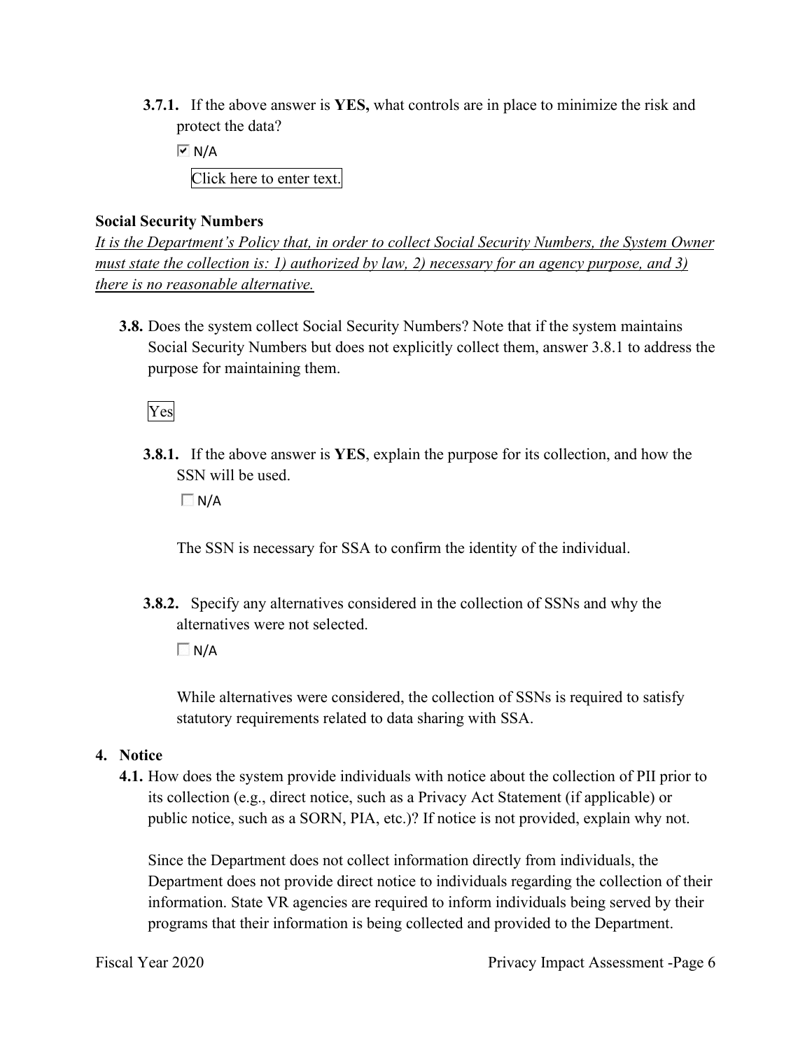**3.7.1.** If the above answer is **YES,** what controls are in place to minimize the risk and protect the data?

☑ N/A

Click here to enter text.

**Social Security Numbers**

*It is the Department's Policy that, in order to collect Social Security Numbers, the System Owner must state the collection is: 1) authorized by law, 2) necessary for an agency purpose, and 3) there is no reasonable alternative.*

**3.8.** Does the system collect Social Security Numbers? Note that if the system maintains Social Security Numbers but does not explicitly collect them, answer 3.8.1 to address the purpose for maintaining them.

Yes

**3.8.1.** If the above answer is **YES**, explain the purpose for its collection, and how the SSN will be used.

☐ N/A

The SSN is necessary for SSA to confirm the identity of the individual.

**3.8.2.** Specify any alternatives considered in the collection of SSNs and why the alternatives were not selected.

☐ N/A

While alternatives were considered, the collection of SSNs is required to satisfy statutory requirements related to data sharing with SSA.

## 4. Notice

**4.1.** How does the system provide individuals with notice about the collection of PII prior to its collection (e.g., direct notice, such as a Privacy Act Statement (if applicable) or public notice, such as a SORN, PIA, etc.)? If notice is not provided, explain why not.

Since the Department does not collect information directly from individuals, the Department does not provide direct notice to individuals regarding the collection of their information. State VR agencies are required to inform individuals being served by their programs that their information is being collected and provided to the Department.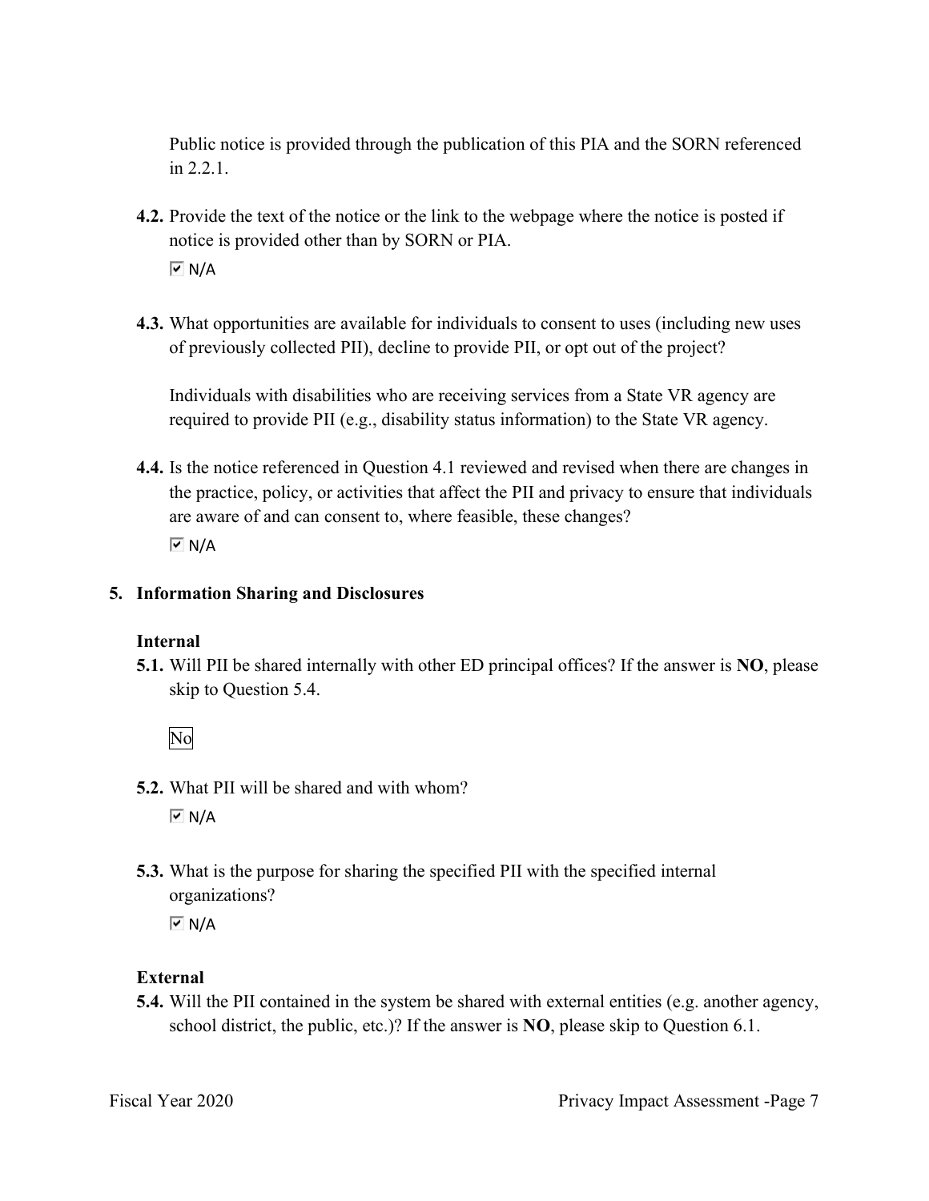Public notice is provided through the publication of this PIA and the SORN referenced in 2.2.1.

**4.2.** Provide the text of the notice or the link to the webpage where the notice is posted if notice is provided other than by SORN or PIA.

☑ N/A

**4.3.** What opportunities are available for individuals to consent to uses (including new uses of previously collected PII), decline to provide PII, or opt out of the project?

Individuals with disabilities who are receiving services from a State VR agency are required to provide PII (e.g., disability status information) to the State VR agency.

**4.4.** Is the notice referenced in Question 4.1 reviewed and revised when there are changes in the practice, policy, or activities that affect the PII and privacy to ensure that individuals are aware of and can consent to, where feasible, these changes?

☑ N/A

## 5. Information Sharing and Disclosures

### Internal

**5.1.** Will PII be shared internally with other ED principal offices? If the answer is **NO**, please skip to Question 5.4.

No

**5.2.** What PII will be shared and with whom?

☑ N/A

**5.3.** What is the purpose for sharing the specified PII with the specified internal organizations?

☑ N/A

### External

**5.4.** Will the PII contained in the system be shared with external entities (e.g. another agency, school district, the public, etc.)? If the answer is **NO**, please skip to Question 6.1.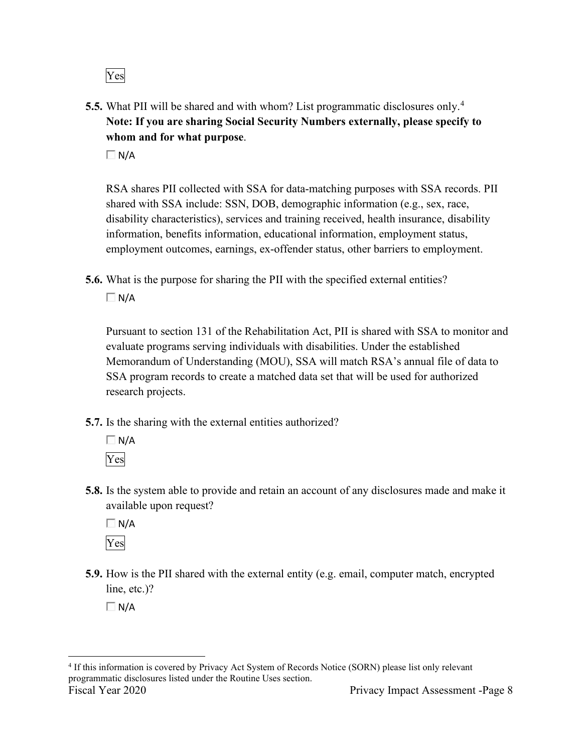Yes

**5.5.** What PII will be shared and with whom? List programmatic disclosures only.[4]
**Note: If you are sharing Social Security Numbers externally, please specify to whom and for what purpose**.

☐ N/A

RSA shares PII collected with SSA for data-matching purposes with SSA records. PII shared with SSA include: SSN, DOB, demographic information (e.g., sex, race, disability characteristics), services and training received, health insurance, disability information, benefits information, educational information, employment status, employment outcomes, earnings, ex-offender status, other barriers to employment.

**5.6.** What is the purpose for sharing the PII with the specified external entities?

☐ N/A

Pursuant to section 131 of the Rehabilitation Act, PII is shared with SSA to monitor and evaluate programs serving individuals with disabilities. Under the established Memorandum of Understanding (MOU), SSA will match RSA's annual file of data to SSA program records to create a matched data set that will be used for authorized research projects.

**5.7.** Is the sharing with the external entities authorized?

☐ N/A

Yes

**5.8.** Is the system able to provide and retain an account of any disclosures made and make it available upon request?

☐ N/A

Yes

**5.9.** How is the PII shared with the external entity (e.g. email, computer match, encrypted line, etc.)?

☐ N/A

---

[4] If this information is covered by Privacy Act System of Records Notice (SORN) please list only relevant programmatic disclosures listed under the Routine Uses section.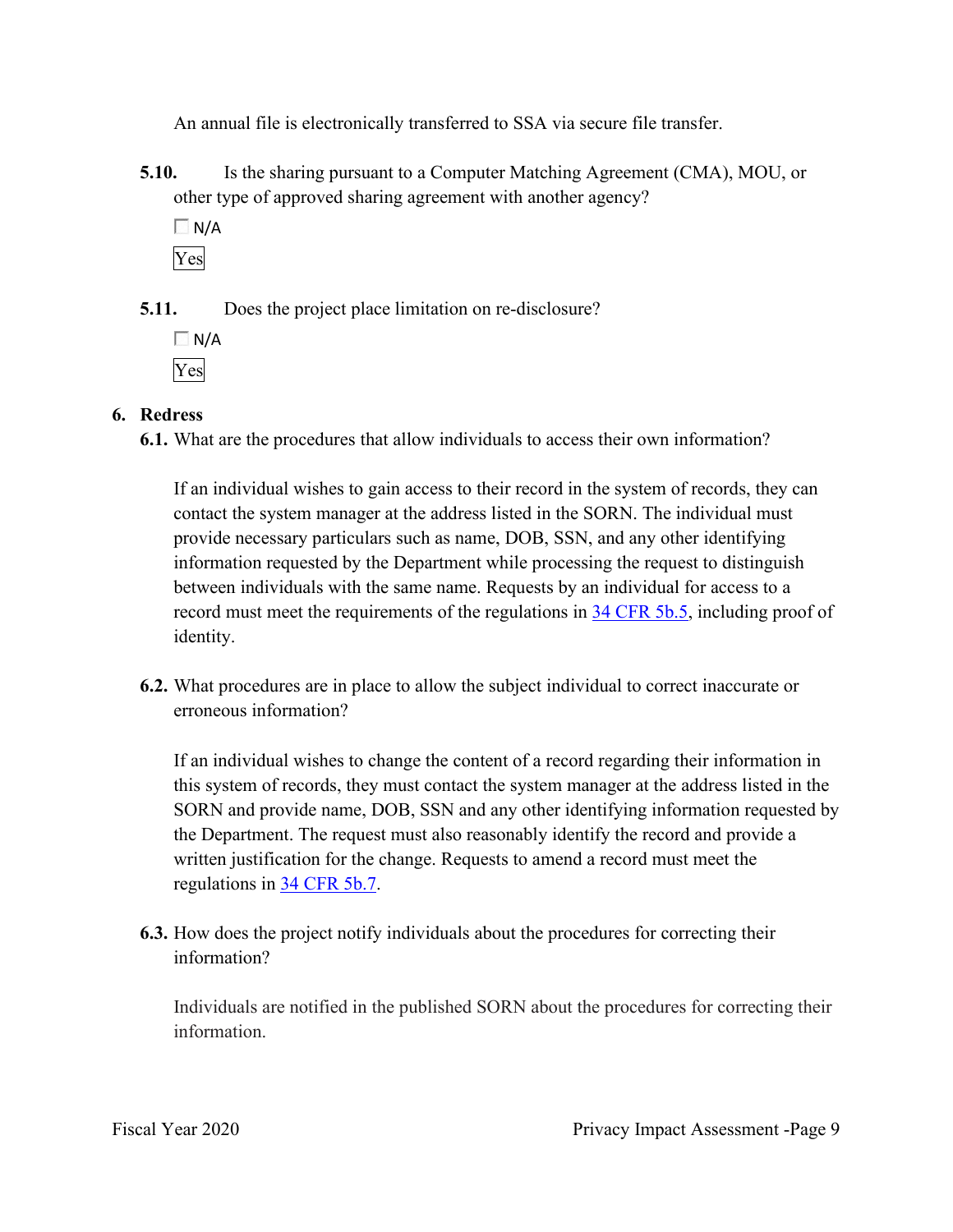An annual file is electronically transferred to SSA via secure file transfer.

**5.10.** Is the sharing pursuant to a Computer Matching Agreement (CMA), MOU, or other type of approved sharing agreement with another agency?

☐ N/A

Yes

**5.11.** Does the project place limitation on re-disclosure?

☐ N/A

Yes

## 6. Redress

**6.1.** What are the procedures that allow individuals to access their own information?

If an individual wishes to gain access to their record in the system of records, they can contact the system manager at the address listed in the SORN. The individual must provide necessary particulars such as name, DOB, SSN, and any other identifying information requested by the Department while processing the request to distinguish between individuals with the same name. Requests by an individual for access to a record must meet the requirements of the regulations in 34 CFR 5b.5, including proof of identity.

**6.2.** What procedures are in place to allow the subject individual to correct inaccurate or erroneous information?

If an individual wishes to change the content of a record regarding their information in this system of records, they must contact the system manager at the address listed in the SORN and provide name, DOB, SSN and any other identifying information requested by the Department. The request must also reasonably identify the record and provide a written justification for the change. Requests to amend a record must meet the regulations in 34 CFR 5b.7.

**6.3.** How does the project notify individuals about the procedures for correcting their information?

Individuals are notified in the published SORN about the procedures for correcting their information.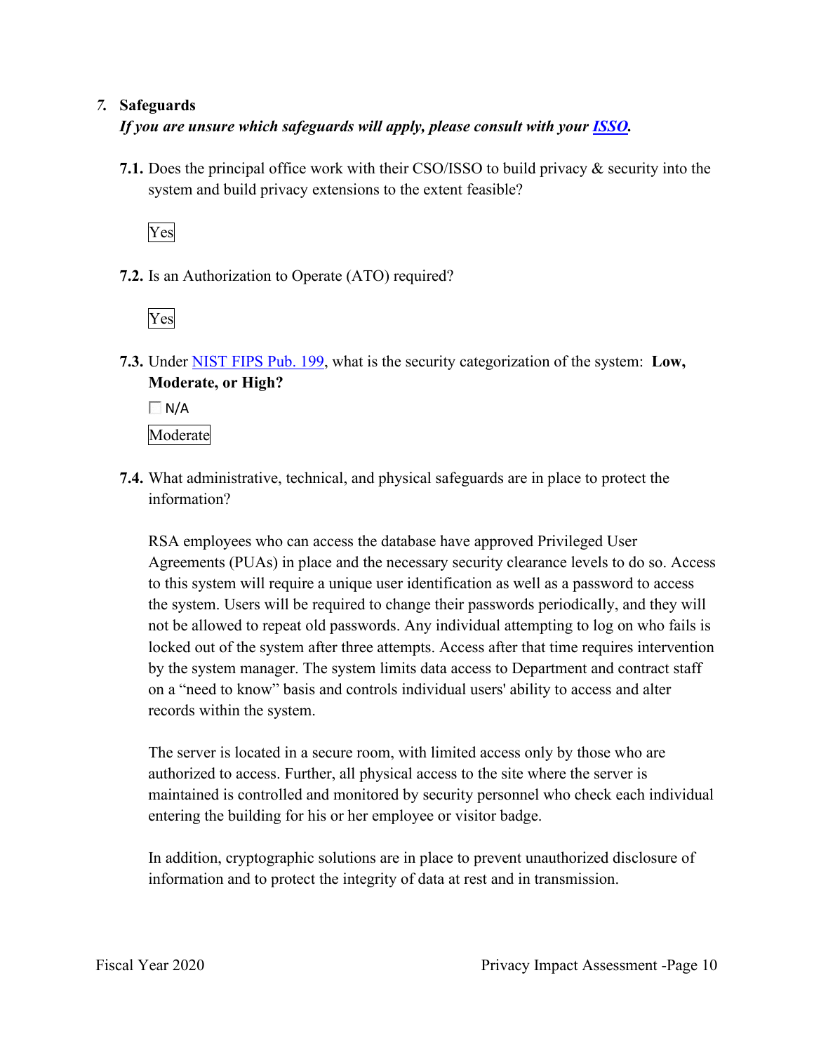## 7. Safeguards

***If you are unsure which safeguards will apply, please consult with your [ISSO](ISSO).***

**7.1.** Does the principal office work with their CSO/ISSO to build privacy & security into the system and build privacy extensions to the extent feasible?

Yes

**7.2.** Is an Authorization to Operate (ATO) required?

Yes

**7.3.** Under [NIST FIPS Pub. 199](NIST FIPS Pub. 199), what is the security categorization of the system: **Low, Moderate, or High?**

☐ N/A

Moderate

**7.4.** What administrative, technical, and physical safeguards are in place to protect the information?

RSA employees who can access the database have approved Privileged User Agreements (PUAs) in place and the necessary security clearance levels to do so. Access to this system will require a unique user identification as well as a password to access the system. Users will be required to change their passwords periodically, and they will not be allowed to repeat old passwords. Any individual attempting to log on who fails is locked out of the system after three attempts. Access after that time requires intervention by the system manager. The system limits data access to Department and contract staff on a "need to know" basis and controls individual users' ability to access and alter records within the system.

The server is located in a secure room, with limited access only by those who are authorized to access. Further, all physical access to the site where the server is maintained is controlled and monitored by security personnel who check each individual entering the building for his or her employee or visitor badge.

In addition, cryptographic solutions are in place to prevent unauthorized disclosure of information and to protect the integrity of data at rest and in transmission.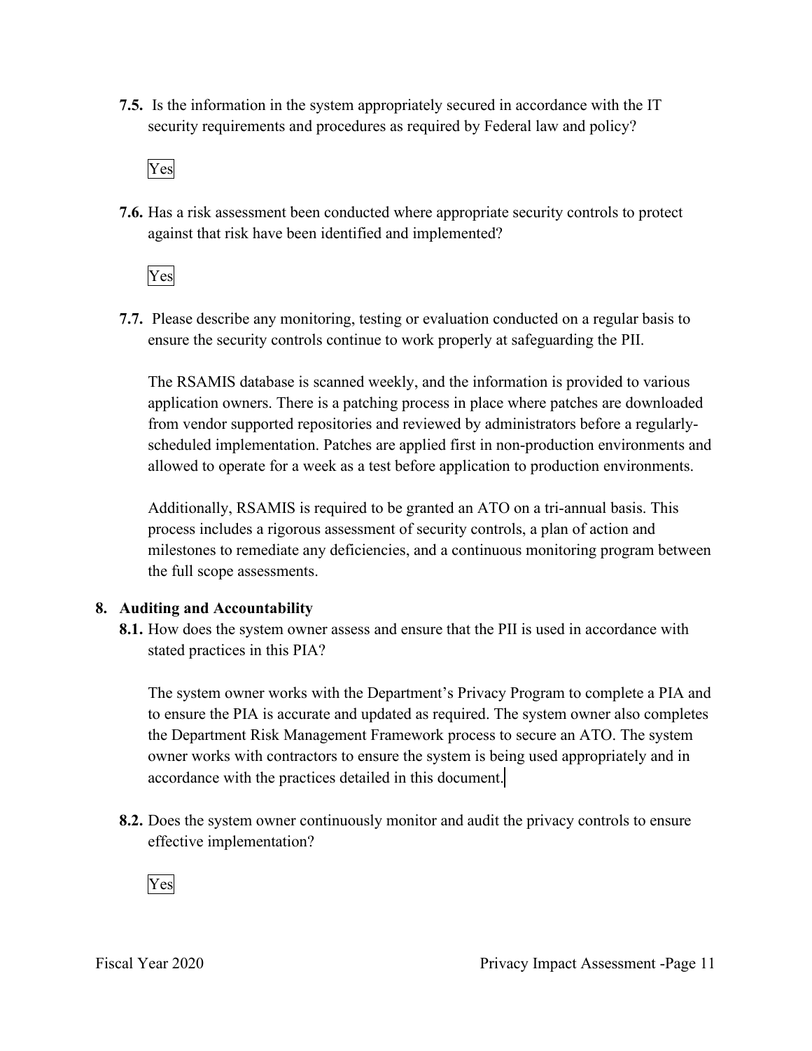**7.5.** Is the information in the system appropriately secured in accordance with the IT security requirements and procedures as required by Federal law and policy?

Yes

**7.6.** Has a risk assessment been conducted where appropriate security controls to protect against that risk have been identified and implemented?

Yes

**7.7.** Please describe any monitoring, testing or evaluation conducted on a regular basis to ensure the security controls continue to work properly at safeguarding the PII.

The RSAMIS database is scanned weekly, and the information is provided to various application owners. There is a patching process in place where patches are downloaded from vendor supported repositories and reviewed by administrators before a regularly-scheduled implementation. Patches are applied first in non-production environments and allowed to operate for a week as a test before application to production environments.

Additionally, RSAMIS is required to be granted an ATO on a tri-annual basis. This process includes a rigorous assessment of security controls, a plan of action and milestones to remediate any deficiencies, and a continuous monitoring program between the full scope assessments.

## 8. Auditing and Accountability

**8.1.** How does the system owner assess and ensure that the PII is used in accordance with stated practices in this PIA?

The system owner works with the Department's Privacy Program to complete a PIA and to ensure the PIA is accurate and updated as required. The system owner also completes the Department Risk Management Framework process to secure an ATO. The system owner works with contractors to ensure the system is being used appropriately and in accordance with the practices detailed in this document.

**8.2.** Does the system owner continuously monitor and audit the privacy controls to ensure effective implementation?

Yes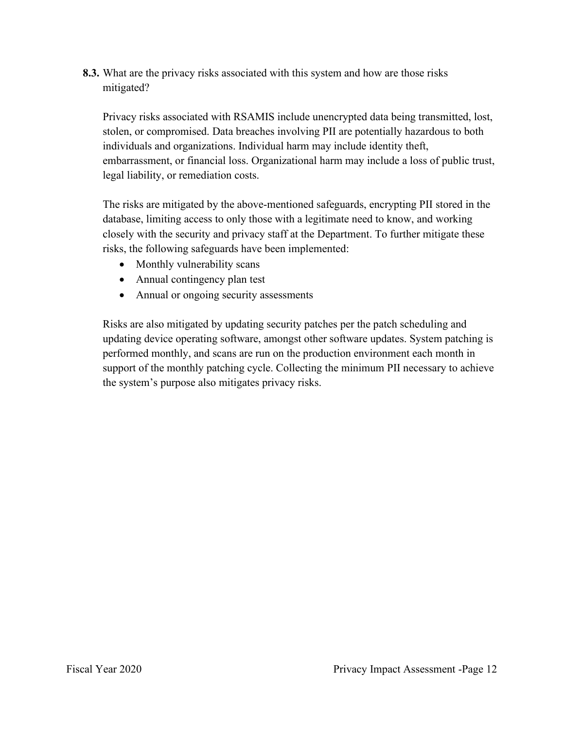**8.3.** What are the privacy risks associated with this system and how are those risks mitigated?

Privacy risks associated with RSAMIS include unencrypted data being transmitted, lost, stolen, or compromised. Data breaches involving PII are potentially hazardous to both individuals and organizations. Individual harm may include identity theft, embarrassment, or financial loss. Organizational harm may include a loss of public trust, legal liability, or remediation costs.

The risks are mitigated by the above-mentioned safeguards, encrypting PII stored in the database, limiting access to only those with a legitimate need to know, and working closely with the security and privacy staff at the Department. To further mitigate these risks, the following safeguards have been implemented:

- Monthly vulnerability scans
- Annual contingency plan test
- Annual or ongoing security assessments

Risks are also mitigated by updating security patches per the patch scheduling and updating device operating software, amongst other software updates. System patching is performed monthly, and scans are run on the production environment each month in support of the monthly patching cycle. Collecting the minimum PII necessary to achieve the system's purpose also mitigates privacy risks.